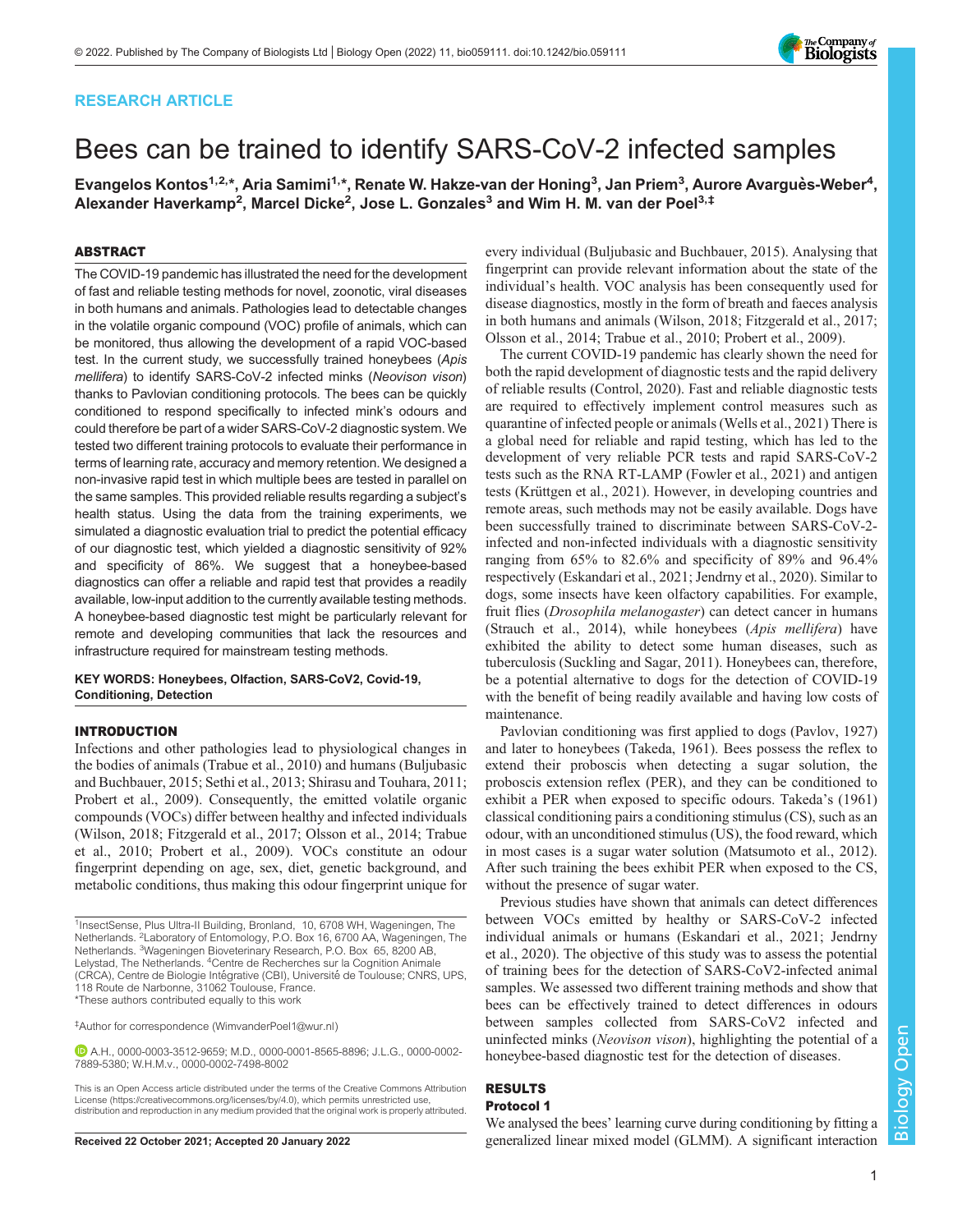RESEARCH ARTICLE

# Bees can be trained to identify SARS-CoV-2 infected samples

**Evangelos Kontos[1,2,*], Aria Samimi[1,*], Renate W. Hakze-van der Honing[3], Jan Priem[3], Aurore Avarguès-Weber[4], Alexander Haverkamp[2], Marcel Dicke[2], Jose L. Gonzales[3] and Wim H. M. van der Poel[3,‡]**

## ABSTRACT

The COVID-19 pandemic has illustrated the need for the development of fast and reliable testing methods for novel, zoonotic, viral diseases in both humans and animals. Pathologies lead to detectable changes in the volatile organic compound (VOC) profile of animals, which can be monitored, thus allowing the development of a rapid VOC-based test. In the current study, we successfully trained honeybees (*Apis mellifera*) to identify SARS-CoV-2 infected minks (*Neovison vison*) thanks to Pavlovian conditioning protocols. The bees can be quickly conditioned to respond specifically to infected mink's odours and could therefore be part of a wider SARS-CoV-2 diagnostic system. We tested two different training protocols to evaluate their performance in terms of learning rate, accuracy and memory retention. We designed a non-invasive rapid test in which multiple bees are tested in parallel on the same samples. This provided reliable results regarding a subject's health status. Using the data from the training experiments, we simulated a diagnostic evaluation trial to predict the potential efficacy of our diagnostic test, which yielded a diagnostic sensitivity of 92% and specificity of 86%. We suggest that a honeybee-based diagnostics can offer a reliable and rapid test that provides a readily available, low-input addition to the currently available testing methods. A honeybee-based diagnostic test might be particularly relevant for remote and developing communities that lack the resources and infrastructure required for mainstream testing methods.

**KEY WORDS: Honeybees, Olfaction, SARS-CoV2, Covid-19, Conditioning, Detection**

## INTRODUCTION

Infections and other pathologies lead to physiological changes in the bodies of animals (Trabue et al., 2010) and humans (Buljubasic and Buchbauer, 2015; Sethi et al., 2013; Shirasu and Touhara, 2011; Probert et al., 2009). Consequently, the emitted volatile organic compounds (VOCs) differ between healthy and infected individuals (Wilson, 2018; Fitzgerald et al., 2017; Olsson et al., 2014; Trabue et al., 2010; Probert et al., 2009). VOCs constitute an odour fingerprint depending on age, sex, diet, genetic background, and metabolic conditions, thus making this odour fingerprint unique for every individual (Buljubasic and Buchbauer, 2015). Analysing that fingerprint can provide relevant information about the state of the individual's health. VOC analysis has been consequently used for disease diagnostics, mostly in the form of breath and faeces analysis in both humans and animals (Wilson, 2018; Fitzgerald et al., 2017; Olsson et al., 2014; Trabue et al., 2010; Probert et al., 2009).

The current COVID-19 pandemic has clearly shown the need for both the rapid development of diagnostic tests and the rapid delivery of reliable results (Control, 2020). Fast and reliable diagnostic tests are required to effectively implement control measures such as quarantine of infected people or animals (Wells et al., 2021) There is a global need for reliable and rapid testing, which has led to the development of very reliable PCR tests and rapid SARS-CoV-2 tests such as the RNA RT-LAMP (Fowler et al., 2021) and antigen tests (Krüttgen et al., 2021). However, in developing countries and remote areas, such methods may not be easily available. Dogs have been successfully trained to discriminate between SARS-CoV-2-infected and non-infected individuals with a diagnostic sensitivity ranging from 65% to 82.6% and specificity of 89% and 96.4% respectively (Eskandari et al., 2021; Jendrny et al., 2020). Similar to dogs, some insects have keen olfactory capabilities. For example, fruit flies (*Drosophila melanogaster*) can detect cancer in humans (Strauch et al., 2014), while honeybees (*Apis mellifera*) have exhibited the ability to detect some human diseases, such as tuberculosis (Suckling and Sagar, 2011). Honeybees can, therefore, be a potential alternative to dogs for the detection of COVID-19 with the benefit of being readily available and having low costs of maintenance.

Pavlovian conditioning was first applied to dogs (Pavlov, 1927) and later to honeybees (Takeda, 1961). Bees possess the reflex to extend their proboscis when detecting a sugar solution, the proboscis extension reflex (PER), and they can be conditioned to exhibit a PER when exposed to specific odours. Takeda's (1961) classical conditioning pairs a conditioning stimulus (CS), such as an odour, with an unconditioned stimulus (US), the food reward, which in most cases is a sugar water solution (Matsumoto et al., 2012). After such training the bees exhibit PER when exposed to the CS, without the presence of sugar water.

Previous studies have shown that animals can detect differences between VOCs emitted by healthy or SARS-CoV-2 infected individual animals or humans (Eskandari et al., 2021; Jendrny et al., 2020). The objective of this study was to assess the potential of training bees for the detection of SARS-CoV2-infected animal samples. We assessed two different training methods and show that bees can be effectively trained to detect differences in odours between samples collected from SARS-CoV2 infected and uninfected minks (*Neovison vison*), highlighting the potential of a honeybee-based diagnostic test for the detection of diseases.

## RESULTS

### Protocol 1

We analysed the bees' learning curve during conditioning by fitting a generalized linear mixed model (GLMM). A significant interaction

---

[1]InsectSense, Plus Ultra-II Building, Bronland, 10, 6708 WH, Wageningen, The Netherlands. [2]Laboratory of Entomology, P.O. Box 16, 6700 AA, Wageningen, The Netherlands. [3]Wageningen Bioveterinary Research, P.O. Box 65, 8200 AB, Lelystad, The Netherlands. [4]Centre de Recherches sur la Cognition Animale (CRCA), Centre de Biologie Intégrative (CBI), Université de Toulouse; CNRS, UPS, 118 Route de Narbonne, 31062 Toulouse, France.
*These authors contributed equally to this work

‡Author for correspondence (WimvanderPoel1@wur.nl)

A.H., 0000-0003-3512-9659; M.D., 0000-0001-8565-8896; J.L.G., 0000-0002-7889-5380; W.H.M.v., 0000-0002-7498-8002

This is an Open Access article distributed under the terms of the Creative Commons Attribution License (https://creativecommons.org/licenses/by/4.0), which permits unrestricted use, distribution and reproduction in any medium provided that the original work is properly attributed.

Received 22 October 2021; Accepted 20 January 2022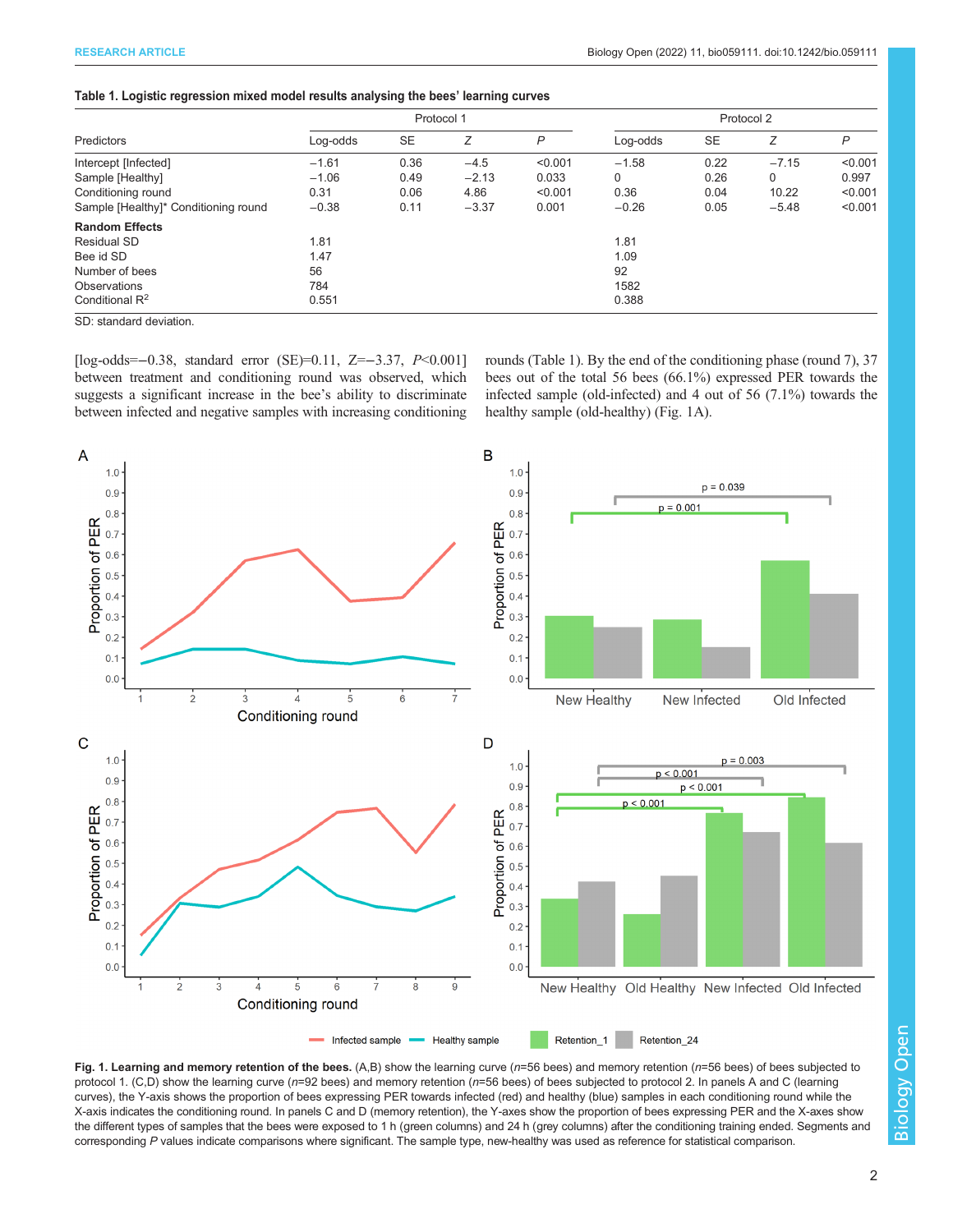**Table 1. Logistic regression mixed model results analysing the bees' learning curves**

| | Protocol 1 | | | | Protocol 2 | | | |
|---|---|---|---|---|---|---|---|---|
| Predictors | Log-odds | SE | Z | P | Log-odds | SE | Z | P |
| Intercept [Infected] | −1.61 | 0.36 | −4.5 | <0.001 | −1.58 | 0.22 | −7.15 | <0.001 |
| Sample [Healthy] | −1.06 | 0.49 | −2.13 | 0.033 | 0 | 0.26 | 0 | 0.997 |
| Conditioning round | 0.31 | 0.06 | 4.86 | <0.001 | 0.36 | 0.04 | 10.22 | <0.001 |
| Sample [Healthy]* Conditioning round | −0.38 | 0.11 | −3.37 | 0.001 | −0.26 | 0.05 | −5.48 | <0.001 |
| **Random Effects** | | | | | | | | |
| Residual SD | 1.81 | | | | 1.81 | | | |
| Bee id SD | 1.47 | | | | 1.09 | | | |
| Number of bees | 56 | | | | 92 | | | |
| Observations | 784 | | | | 1582 | | | |
| Conditional $R^2$ | 0.551 | | | | 0.388 | | | |

SD: standard deviation.

[log-odds=−0.38, standard error (SE)=0.11, Z=−3.37, $P<0.001$] between treatment and conditioning round was observed, which suggests a significant increase in the bee's ability to discriminate between infected and negative samples with increasing conditioning rounds (Table 1). By the end of the conditioning phase (round 7), 37 bees out of the total 56 bees (66.1%) expressed PER towards the infected sample (old-infected) and 4 out of 56 (7.1%) towards the healthy sample (old-healthy) (Fig. 1A).

**Fig. 1. Learning and memory retention of the bees.** (A,B) show the learning curve ($n$=56 bees) and memory retention ($n$=56 bees) of bees subjected to protocol 1. (C,D) show the learning curve ($n$=92 bees) and memory retention ($n$=56 bees) of bees subjected to protocol 2. In panels A and C (learning curves), the Y-axis shows the proportion of bees expressing PER towards infected (red) and healthy (blue) samples in each conditioning round while the X-axis indicates the conditioning round. In panels C and D (memory retention), the Y-axes show the proportion of bees expressing PER and the X-axes show the different types of samples that the bees were exposed to 1 h (green columns) and 24 h (grey columns) after the conditioning training ended. Segments and corresponding $P$ values indicate comparisons where significant. The sample type, new-healthy was used as reference for statistical comparison.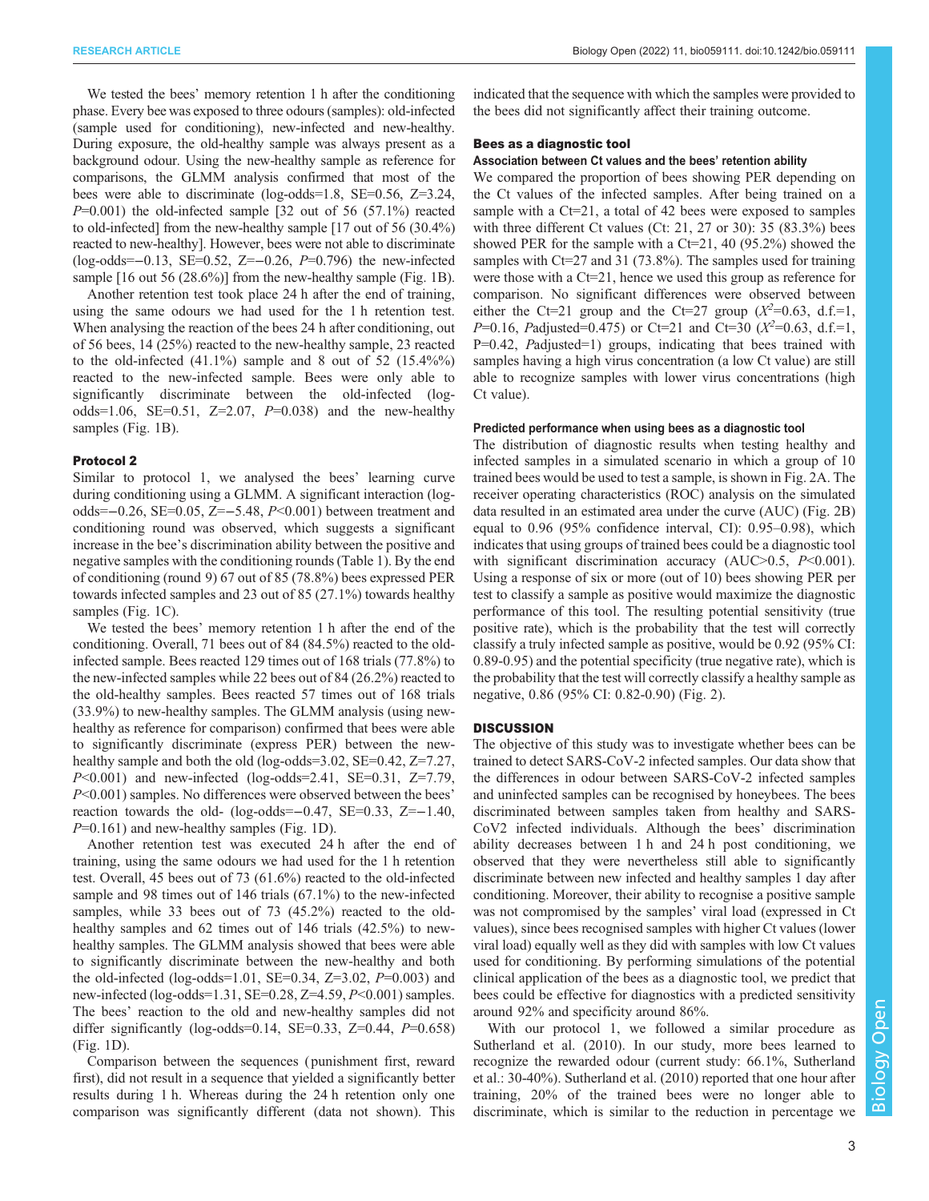We tested the bees' memory retention 1 h after the conditioning phase. Every bee was exposed to three odours (samples): old-infected (sample used for conditioning), new-infected and new-healthy. During exposure, the old-healthy sample was always present as a background odour. Using the new-healthy sample as reference for comparisons, the GLMM analysis confirmed that most of the bees were able to discriminate (log-odds=1.8, SE=0.56, Z=3.24, *P*=0.001) the old-infected sample [32 out of 56 (57.1%) reacted to old-infected] from the new-healthy sample [17 out of 56 (30.4%) reacted to new-healthy]. However, bees were not able to discriminate (log-odds=−0.13, SE=0.52, Z=−0.26, *P*=0.796) the new-infected sample [16 out 56 (28.6%)] from the new-healthy sample (Fig. 1B).

Another retention test took place 24 h after the end of training, using the same odours we had used for the 1 h retention test. When analysing the reaction of the bees 24 h after conditioning, out of 56 bees, 14 (25%) reacted to the new-healthy sample, 23 reacted to the old-infected (41.1%) sample and 8 out of 52 (15.4%%) reacted to the new-infected sample. Bees were only able to significantly discriminate between the old-infected (log-odds=1.06, SE=0.51, Z=2.07, *P*=0.038) and the new-healthy samples (Fig. 1B).

### Protocol 2

Similar to protocol 1, we analysed the bees' learning curve during conditioning using a GLMM. A significant interaction (log-odds=−0.26, SE=0.05, Z=−5.48, *P*<0.001) between treatment and conditioning round was observed, which suggests a significant increase in the bee's discrimination ability between the positive and negative samples with the conditioning rounds (Table 1). By the end of conditioning (round 9) 67 out of 85 (78.8%) bees expressed PER towards infected samples and 23 out of 85 (27.1%) towards healthy samples (Fig. 1C).

We tested the bees' memory retention 1 h after the end of the conditioning. Overall, 71 bees out of 84 (84.5%) reacted to the old-infected sample. Bees reacted 129 times out of 168 trials (77.8%) to the new-infected samples while 22 bees out of 84 (26.2%) reacted to the old-healthy samples. Bees reacted 57 times out of 168 trials (33.9%) to new-healthy samples. The GLMM analysis (using new-healthy as reference for comparison) confirmed that bees were able to significantly discriminate (express PER) between the new-healthy sample and both the old (log-odds=3.02, SE=0.42, Z=7.27, *P*<0.001) and new-infected (log-odds=2.41, SE=0.31, Z=7.79, *P*<0.001) samples. No differences were observed between the bees' reaction towards the old- (log-odds=−0.47, SE=0.33, Z=−1.40, *P*=0.161) and new-healthy samples (Fig. 1D).

Another retention test was executed 24 h after the end of training, using the same odours we had used for the 1 h retention test. Overall, 45 bees out of 73 (61.6%) reacted to the old-infected sample and 98 times out of 146 trials (67.1%) to the new-infected samples, while 33 bees out of 73 (45.2%) reacted to the old-healthy samples and 62 times out of 146 trials (42.5%) to new-healthy samples. The GLMM analysis showed that bees were able to significantly discriminate between the new-healthy and both the old-infected (log-odds=1.01, SE=0.34, Z=3.02, *P*=0.003) and new-infected (log-odds=1.31, SE=0.28, Z=4.59, *P*<0.001) samples. The bees' reaction to the old and new-healthy samples did not differ significantly (log-odds=0.14, SE=0.33, Z=0.44, *P*=0.658) (Fig. 1D).

Comparison between the sequences (punishment first, reward first), did not result in a sequence that yielded a significantly better results during 1 h. Whereas during the 24 h retention only one comparison was significantly different (data not shown). This indicated that the sequence with which the samples were provided to the bees did not significantly affect their training outcome.

## Bees as a diagnostic tool

### Association between Ct values and the bees' retention ability

We compared the proportion of bees showing PER depending on the Ct values of the infected samples. After being trained on a sample with a Ct=21, a total of 42 bees were exposed to samples with three different Ct values (Ct: 21, 27 or 30): 35 (83.3%) bees showed PER for the sample with a Ct=21, 40 (95.2%) showed the samples with Ct=27 and 31 (73.8%). The samples used for training were those with a Ct=21, hence we used this group as reference for comparison. No significant differences were observed between either the Ct=21 group and the Ct=27 group ($X^2$=0.63, d.f.=1, *P*=0.16, *P*adjusted=0.475) or Ct=21 and Ct=30 ($X^2$=0.63, d.f.=1, P=0.42, *P*adjusted=1) groups, indicating that bees trained with samples having a high virus concentration (a low Ct value) are still able to recognize samples with lower virus concentrations (high Ct value).

### Predicted performance when using bees as a diagnostic tool

The distribution of diagnostic results when testing healthy and infected samples in a simulated scenario in which a group of 10 trained bees would be used to test a sample, is shown in Fig. 2A. The receiver operating characteristics (ROC) analysis on the simulated data resulted in an estimated area under the curve (AUC) (Fig. 2B) equal to 0.96 (95% confidence interval, CI): 0.95–0.98), which indicates that using groups of trained bees could be a diagnostic tool with significant discrimination accuracy (AUC>0.5, *P*<0.001). Using a response of six or more (out of 10) bees showing PER per test to classify a sample as positive would maximize the diagnostic performance of this tool. The resulting potential sensitivity (true positive rate), which is the probability that the test will correctly classify a truly infected sample as positive, would be 0.92 (95% CI: 0.89-0.95) and the potential specificity (true negative rate), which is the probability that the test will correctly classify a healthy sample as negative, 0.86 (95% CI: 0.82-0.90) (Fig. 2).

## DISCUSSION

The objective of this study was to investigate whether bees can be trained to detect SARS-CoV-2 infected samples. Our data show that the differences in odour between SARS-CoV-2 infected samples and uninfected samples can be recognised by honeybees. The bees discriminated between samples taken from healthy and SARS-CoV2 infected individuals. Although the bees' discrimination ability decreases between 1 h and 24 h post conditioning, we observed that they were nevertheless still able to significantly discriminate between new infected and healthy samples 1 day after conditioning. Moreover, their ability to recognise a positive sample was not compromised by the samples' viral load (expressed in Ct values), since bees recognised samples with higher Ct values (lower viral load) equally well as they did with samples with low Ct values used for conditioning. By performing simulations of the potential clinical application of the bees as a diagnostic tool, we predict that bees could be effective for diagnostics with a predicted sensitivity around 92% and specificity around 86%.

With our protocol 1, we followed a similar procedure as Sutherland et al. (2010). In our study, more bees learned to recognize the rewarded odour (current study: 66.1%, Sutherland et al.: 30-40%). Sutherland et al. (2010) reported that one hour after training, 20% of the trained bees were no longer able to discriminate, which is similar to the reduction in percentage we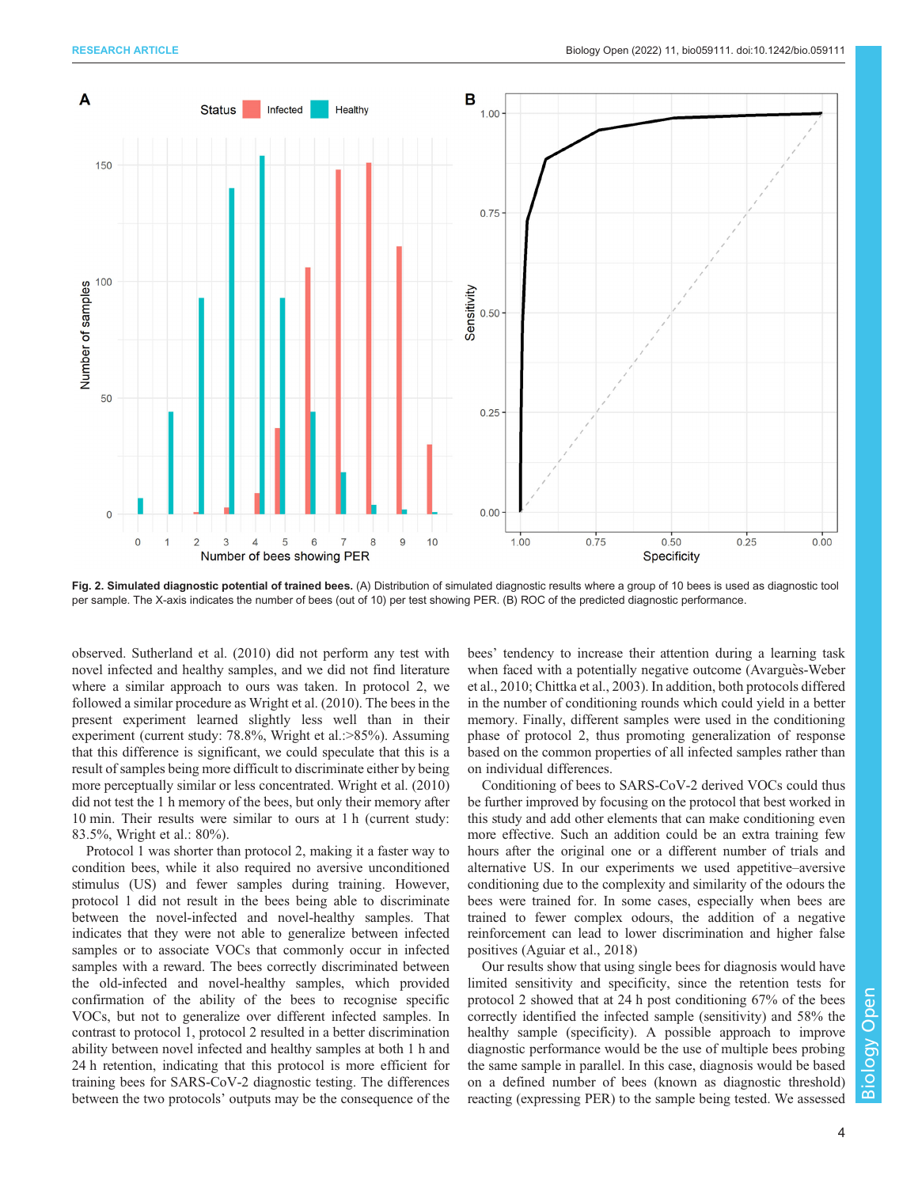**Fig. 2. Simulated diagnostic potential of trained bees.** (A) Distribution of simulated diagnostic results where a group of 10 bees is used as diagnostic tool per sample. The X-axis indicates the number of bees (out of 10) per test showing PER. (B) ROC of the predicted diagnostic performance.

observed. Sutherland et al. (2010) did not perform any test with novel infected and healthy samples, and we did not find literature where a similar approach to ours was taken. In protocol 2, we followed a similar procedure as Wright et al. (2010). The bees in the present experiment learned slightly less well than in their experiment (current study: 78.8%, Wright et al.:>85%). Assuming that this difference is significant, we could speculate that this is a result of samples being more difficult to discriminate either by being more perceptually similar or less concentrated. Wright et al. (2010) did not test the 1 h memory of the bees, but only their memory after 10 min. Their results were similar to ours at 1 h (current study: 83.5%, Wright et al.: 80%).

Protocol 1 was shorter than protocol 2, making it a faster way to condition bees, while it also required no aversive unconditioned stimulus (US) and fewer samples during training. However, protocol 1 did not result in the bees being able to discriminate between the novel-infected and novel-healthy samples. That indicates that they were not able to generalize between infected samples or to associate VOCs that commonly occur in infected samples with a reward. The bees correctly discriminated between the old-infected and novel-healthy samples, which provided confirmation of the ability of the bees to recognise specific VOCs, but not to generalize over different infected samples. In contrast to protocol 1, protocol 2 resulted in a better discrimination ability between novel infected and healthy samples at both 1 h and 24 h retention, indicating that this protocol is more efficient for training bees for SARS-CoV-2 diagnostic testing. The differences between the two protocols' outputs may be the consequence of the bees' tendency to increase their attention during a learning task when faced with a potentially negative outcome (Avarguès-Weber et al., 2010; Chittka et al., 2003). In addition, both protocols differed in the number of conditioning rounds which could yield in a better memory. Finally, different samples were used in the conditioning phase of protocol 2, thus promoting generalization of response based on the common properties of all infected samples rather than on individual differences.

Conditioning of bees to SARS-CoV-2 derived VOCs could thus be further improved by focusing on the protocol that best worked in this study and add other elements that can make conditioning even more effective. Such an addition could be an extra training few hours after the original one or a different number of trials and alternative US. In our experiments we used appetitive–aversive conditioning due to the complexity and similarity of the odours the bees were trained for. In some cases, especially when bees are trained to fewer complex odours, the addition of a negative reinforcement can lead to lower discrimination and higher false positives (Aguiar et al., 2018)

Our results show that using single bees for diagnosis would have limited sensitivity and specificity, since the retention tests for protocol 2 showed that at 24 h post conditioning 67% of the bees correctly identified the infected sample (sensitivity) and 58% the healthy sample (specificity). A possible approach to improve diagnostic performance would be the use of multiple bees probing the same sample in parallel. In this case, diagnosis would be based on a defined number of bees (known as diagnostic threshold) reacting (expressing PER) to the sample being tested. We assessed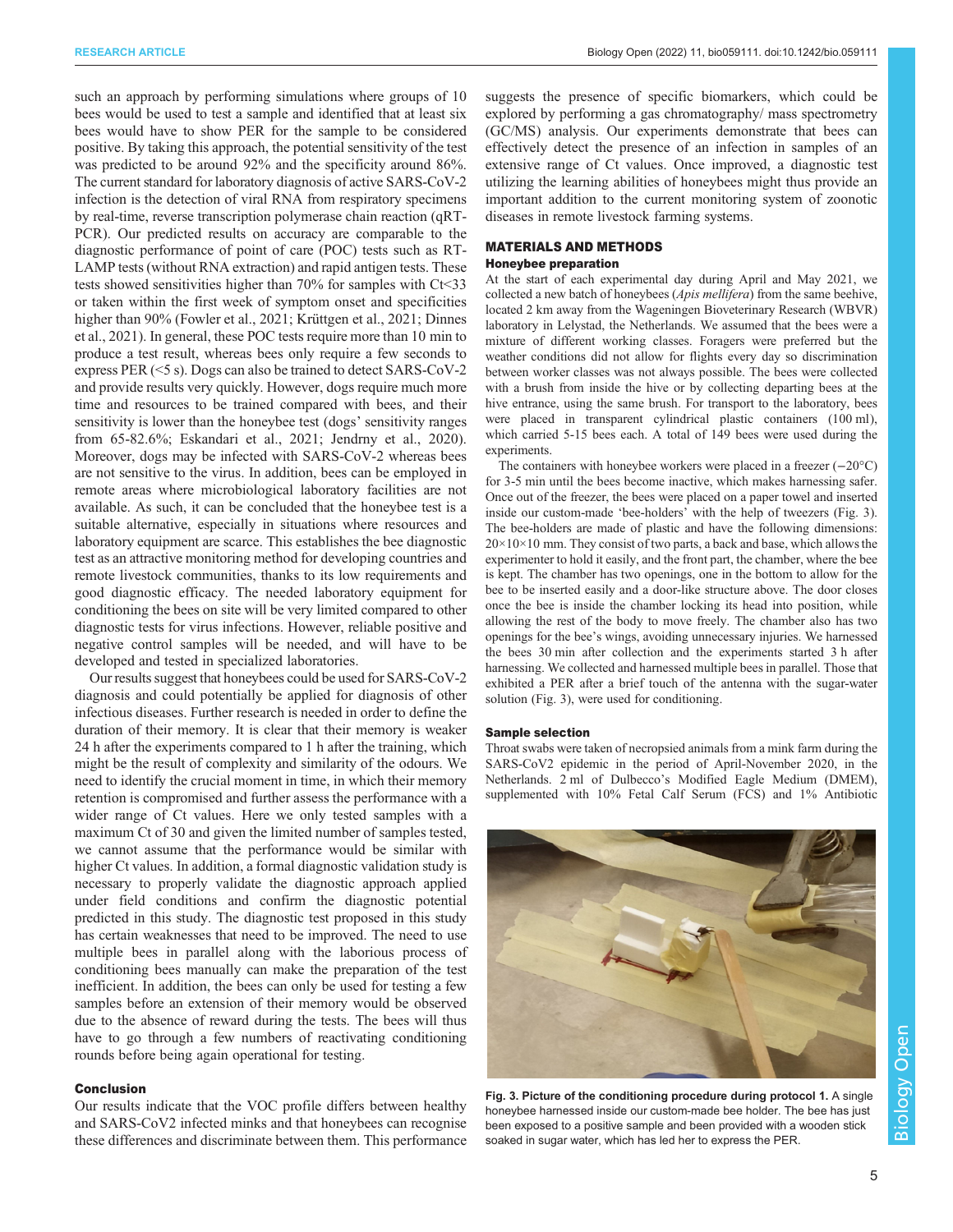such an approach by performing simulations where groups of 10 bees would be used to test a sample and identified that at least six bees would have to show PER for the sample to be considered positive. By taking this approach, the potential sensitivity of the test was predicted to be around 92% and the specificity around 86%. The current standard for laboratory diagnosis of active SARS-CoV-2 infection is the detection of viral RNA from respiratory specimens by real-time, reverse transcription polymerase chain reaction (qRT-PCR). Our predicted results on accuracy are comparable to the diagnostic performance of point of care (POC) tests such as RT-LAMP tests (without RNA extraction) and rapid antigen tests. These tests showed sensitivities higher than 70% for samples with Ct<33 or taken within the first week of symptom onset and specificities higher than 90% (Fowler et al., 2021; Krüttgen et al., 2021; Dinnes et al., 2021). In general, these POC tests require more than 10 min to produce a test result, whereas bees only require a few seconds to express PER (<5 s). Dogs can also be trained to detect SARS-CoV-2 and provide results very quickly. However, dogs require much more time and resources to be trained compared with bees, and their sensitivity is lower than the honeybee test (dogs' sensitivity ranges from 65-82.6%; Eskandari et al., 2021; Jendrny et al., 2020). Moreover, dogs may be infected with SARS-CoV-2 whereas bees are not sensitive to the virus. In addition, bees can be employed in remote areas where microbiological laboratory facilities are not available. As such, it can be concluded that the honeybee test is a suitable alternative, especially in situations where resources and laboratory equipment are scarce. This establishes the bee diagnostic test as an attractive monitoring method for developing countries and remote livestock communities, thanks to its low requirements and good diagnostic efficacy. The needed laboratory equipment for conditioning the bees on site will be very limited compared to other diagnostic tests for virus infections. However, reliable positive and negative control samples will be needed, and will have to be developed and tested in specialized laboratories.

Our results suggest that honeybees could be used for SARS-CoV-2 diagnosis and could potentially be applied for diagnosis of other infectious diseases. Further research is needed in order to define the duration of their memory. It is clear that their memory is weaker 24 h after the experiments compared to 1 h after the training, which might be the result of complexity and similarity of the odours. We need to identify the crucial moment in time, in which their memory retention is compromised and further assess the performance with a wider range of Ct values. Here we only tested samples with a maximum Ct of 30 and given the limited number of samples tested, we cannot assume that the performance would be similar with higher Ct values. In addition, a formal diagnostic validation study is necessary to properly validate the diagnostic approach applied under field conditions and confirm the diagnostic potential predicted in this study. The diagnostic test proposed in this study has certain weaknesses that need to be improved. The need to use multiple bees in parallel along with the laborious process of conditioning bees manually can make the preparation of the test inefficient. In addition, the bees can only be used for testing a few samples before an extension of their memory would be observed due to the absence of reward during the tests. The bees will thus have to go through a few numbers of reactivating conditioning rounds before being again operational for testing.

### Conclusion

Our results indicate that the VOC profile differs between healthy and SARS-CoV2 infected minks and that honeybees can recognise these differences and discriminate between them. This performance suggests the presence of specific biomarkers, which could be explored by performing a gas chromatography/ mass spectrometry (GC/MS) analysis. Our experiments demonstrate that bees can effectively detect the presence of an infection in samples of an extensive range of Ct values. Once improved, a diagnostic test utilizing the learning abilities of honeybees might thus provide an important addition to the current monitoring system of zoonotic diseases in remote livestock farming systems.

## MATERIALS AND METHODS

### Honeybee preparation

At the start of each experimental day during April and May 2021, we collected a new batch of honeybees (*Apis mellifera*) from the same beehive, located 2 km away from the Wageningen Bioveterinary Research (WBVR) laboratory in Lelystad, the Netherlands. We assumed that the bees were a mixture of different working classes. Foragers were preferred but the weather conditions did not allow for flights every day so discrimination between worker classes was not always possible. The bees were collected with a brush from inside the hive or by collecting departing bees at the hive entrance, using the same brush. For transport to the laboratory, bees were placed in transparent cylindrical plastic containers (100 ml), which carried 5-15 bees each. A total of 149 bees were used during the experiments.

The containers with honeybee workers were placed in a freezer (−20°C) for 3-5 min until the bees become inactive, which makes harnessing safer. Once out of the freezer, the bees were placed on a paper towel and inserted inside our custom-made 'bee-holders' with the help of tweezers (Fig. 3). The bee-holders are made of plastic and have the following dimensions: 20×10×10 mm. They consist of two parts, a back and base, which allows the experimenter to hold it easily, and the front part, the chamber, where the bee is kept. The chamber has two openings, one in the bottom to allow for the bee to be inserted easily and a door-like structure above. The door closes once the bee is inside the chamber locking its head into position, while allowing the rest of the body to move freely. The chamber also has two openings for the bee's wings, avoiding unnecessary injuries. We harnessed the bees 30 min after collection and the experiments started 3 h after harnessing. We collected and harnessed multiple bees in parallel. Those that exhibited a PER after a brief touch of the antenna with the sugar-water solution (Fig. 3), were used for conditioning.

### Sample selection

Throat swabs were taken of necropsied animals from a mink farm during the SARS-CoV2 epidemic in the period of April-November 2020, in the Netherlands. 2 ml of Dulbecco's Modified Eagle Medium (DMEM), supplemented with 10% Fetal Calf Serum (FCS) and 1% Antibiotic

**Fig. 3. Picture of the conditioning procedure during protocol 1.** A single honeybee harnessed inside our custom-made bee holder. The bee has just been exposed to a positive sample and been provided with a wooden stick soaked in sugar water, which has led her to express the PER.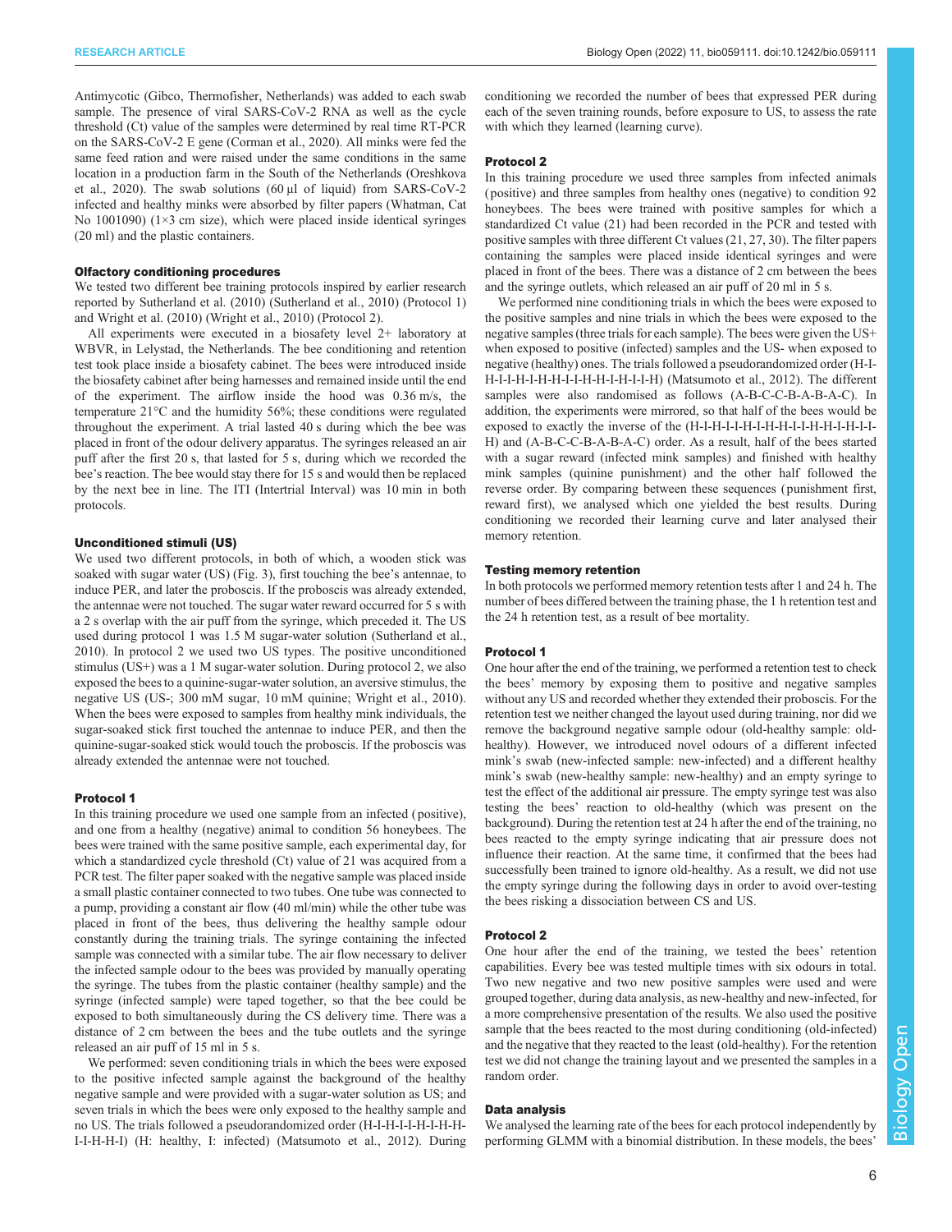Antimycotic (Gibco, Thermofisher, Netherlands) was added to each swab sample. The presence of viral SARS-CoV-2 RNA as well as the cycle threshold (Ct) value of the samples were determined by real time RT-PCR on the SARS-CoV-2 E gene (Corman et al., 2020). All minks were fed the same feed ration and were raised under the same conditions in the same location in a production farm in the South of the Netherlands (Oreshkova et al., 2020). The swab solutions (60 µl of liquid) from SARS-CoV-2 infected and healthy minks were absorbed by filter papers (Whatman, Cat No 1001090) (1×3 cm size), which were placed inside identical syringes (20 ml) and the plastic containers.

### Olfactory conditioning procedures

We tested two different bee training protocols inspired by earlier research reported by Sutherland et al. (2010) (Sutherland et al., 2010) (Protocol 1) and Wright et al. (2010) (Wright et al., 2010) (Protocol 2).

All experiments were executed in a biosafety level 2+ laboratory at WBVR, in Lelystad, the Netherlands. The bee conditioning and retention test took place inside a biosafety cabinet. The bees were introduced inside the biosafety cabinet after being harnesses and remained inside until the end of the experiment. The airflow inside the hood was 0.36 m/s, the temperature 21°C and the humidity 56%; these conditions were regulated throughout the experiment. A trial lasted 40 s during which the bee was placed in front of the odour delivery apparatus. The syringes released an air puff after the first 20 s, that lasted for 5 s, during which we recorded the bee's reaction. The bee would stay there for 15 s and would then be replaced by the next bee in line. The ITI (Intertrial Interval) was 10 min in both protocols.

### Unconditioned stimuli (US)

We used two different protocols, in both of which, a wooden stick was soaked with sugar water (US) (Fig. 3), first touching the bee's antennae, to induce PER, and later the proboscis. If the proboscis was already extended, the antennae were not touched. The sugar water reward occurred for 5 s with a 2 s overlap with the air puff from the syringe, which preceded it. The US used during protocol 1 was 1.5 M sugar-water solution (Sutherland et al., 2010). In protocol 2 we used two US types. The positive unconditioned stimulus (US+) was a 1 M sugar-water solution. During protocol 2, we also exposed the bees to a quinine-sugar-water solution, an aversive stimulus, the negative US (US-; 300 mM sugar, 10 mM quinine; Wright et al., 2010). When the bees were exposed to samples from healthy mink individuals, the sugar-soaked stick first touched the antennae to induce PER, and then the quinine-sugar-soaked stick would touch the proboscis. If the proboscis was already extended the antennae were not touched.

### Protocol 1

In this training procedure we used one sample from an infected (positive), and one from a healthy (negative) animal to condition 56 honeybees. The bees were trained with the same positive sample, each experimental day, for which a standardized cycle threshold (Ct) value of 21 was acquired from a PCR test. The filter paper soaked with the negative sample was placed inside a small plastic container connected to two tubes. One tube was connected to a pump, providing a constant air flow (40 ml/min) while the other tube was placed in front of the bees, thus delivering the healthy sample odour constantly during the training trials. The syringe containing the infected sample was connected with a similar tube. The air flow necessary to deliver the infected sample odour to the bees was provided by manually operating the syringe. The tubes from the plastic container (healthy sample) and the syringe (infected sample) were taped together, so that the bee could be exposed to both simultaneously during the CS delivery time. There was a distance of 2 cm between the bees and the tube outlets and the syringe released an air puff of 15 ml in 5 s.

We performed: seven conditioning trials in which the bees were exposed to the positive infected sample against the background of the healthy negative sample and were provided with a sugar-water solution as US; and seven trials in which the bees were only exposed to the healthy sample and no US. The trials followed a pseudorandomized order (H-I-H-I-I-H-I-H-H-I-I-H-H-I) (H: healthy, I: infected) (Matsumoto et al., 2012). During conditioning we recorded the number of bees that expressed PER during each of the seven training rounds, before exposure to US, to assess the rate with which they learned (learning curve).

### Protocol 2

In this training procedure we used three samples from infected animals (positive) and three samples from healthy ones (negative) to condition 92 honeybees. The bees were trained with positive samples for which a standardized Ct value (21) had been recorded in the PCR and tested with positive samples with three different Ct values (21, 27, 30). The filter papers containing the samples were placed inside identical syringes and were placed in front of the bees. There was a distance of 2 cm between the bees and the syringe outlets, which released an air puff of 20 ml in 5 s.

We performed nine conditioning trials in which the bees were exposed to the positive samples and nine trials in which the bees were exposed to the negative samples (three trials for each sample). The bees were given the US+ when exposed to positive (infected) samples and the US- when exposed to negative (healthy) ones. The trials followed a pseudorandomized order (H-I-H-I-I-H-I-H-H-I-I-H-H-I-H-I-I-H) (Matsumoto et al., 2012). The different samples were also randomised as follows (A-B-C-C-B-A-B-A-C). In addition, the experiments were mirrored, so that half of the bees would be exposed to exactly the inverse of the (H-I-H-I-I-H-I-H-H-I-I-H-H-I-H-I-I-H) and (A-B-C-C-B-A-B-A-C) order. As a result, half of the bees started with a sugar reward (infected mink samples) and finished with healthy mink samples (quinine punishment) and the other half followed the reverse order. By comparing between these sequences (punishment first, reward first), we analysed which one yielded the best results. During conditioning we recorded their learning curve and later analysed their memory retention.

### Testing memory retention

In both protocols we performed memory retention tests after 1 and 24 h. The number of bees differed between the training phase, the 1 h retention test and the 24 h retention test, as a result of bee mortality.

### Protocol 1

One hour after the end of the training, we performed a retention test to check the bees' memory by exposing them to positive and negative samples without any US and recorded whether they extended their proboscis. For the retention test we neither changed the layout used during training, nor did we remove the background negative sample odour (old-healthy sample: old-healthy). However, we introduced novel odours of a different infected mink's swab (new-infected sample: new-infected) and a different healthy mink's swab (new-healthy sample: new-healthy) and an empty syringe to test the effect of the additional air pressure. The empty syringe test was also testing the bees' reaction to old-healthy (which was present on the background). During the retention test at 24 h after the end of the training, no bees reacted to the empty syringe indicating that air pressure does not influence their reaction. At the same time, it confirmed that the bees had successfully been trained to ignore old-healthy. As a result, we did not use the empty syringe during the following days in order to avoid over-testing the bees risking a dissociation between CS and US.

### Protocol 2

One hour after the end of the training, we tested the bees' retention capabilities. Every bee was tested multiple times with six odours in total. Two new negative and two new positive samples were used and were grouped together, during data analysis, as new-healthy and new-infected, for a more comprehensive presentation of the results. We also used the positive sample that the bees reacted to the most during conditioning (old-infected) and the negative that they reacted to the least (old-healthy). For the retention test we did not change the training layout and we presented the samples in a random order.

### Data analysis

We analysed the learning rate of the bees for each protocol independently by performing GLMM with a binomial distribution. In these models, the bees'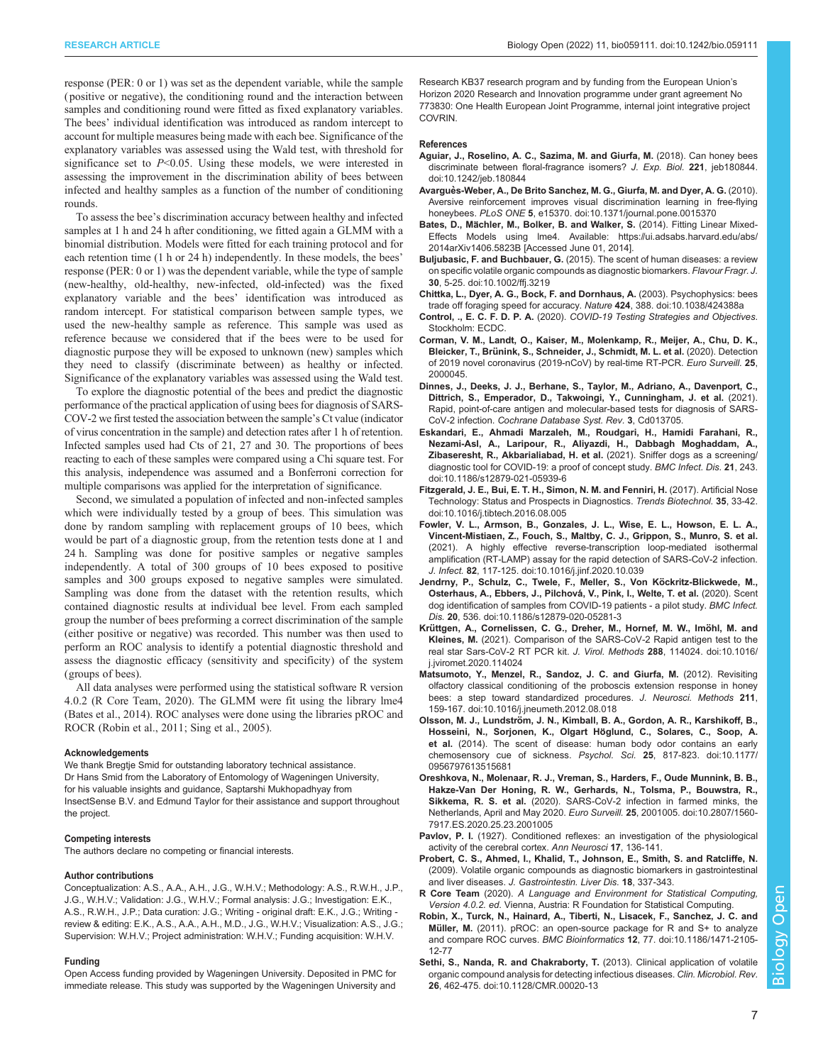response (PER: 0 or 1) was set as the dependent variable, while the sample (positive or negative), the conditioning round and the interaction between samples and conditioning round were fitted as fixed explanatory variables. The bees' individual identification was introduced as random intercept to account for multiple measures being made with each bee. Significance of the explanatory variables was assessed using the Wald test, with threshold for significance set to $P<0.05$. Using these models, we were interested in assessing the improvement in the discrimination ability of bees between infected and healthy samples as a function of the number of conditioning rounds.

To assess the bee's discrimination accuracy between healthy and infected samples at 1 h and 24 h after conditioning, we fitted again a GLMM with a binomial distribution. Models were fitted for each training protocol and for each retention time (1 h or 24 h) independently. In these models, the bees' response (PER: 0 or 1) was the dependent variable, while the type of sample (new-healthy, old-healthy, new-infected, old-infected) was the fixed explanatory variable and the bees' identification was introduced as random intercept. For statistical comparison between sample types, we used the new-healthy sample as reference. This sample was used as reference because we considered that if the bees were to be used for diagnostic purpose they will be exposed to unknown (new) samples which they need to classify (discriminate between) as healthy or infected. Significance of the explanatory variables was assessed using the Wald test.

To explore the diagnostic potential of the bees and predict the diagnostic performance of the practical application of using bees for diagnosis of SARS-COV-2 we first tested the association between the sample's Ct value (indicator of virus concentration in the sample) and detection rates after 1 h of retention. Infected samples used had Cts of 21, 27 and 30. The proportions of bees reacting to each of these samples were compared using a Chi square test. For this analysis, independence was assumed and a Bonferroni correction for multiple comparisons was applied for the interpretation of significance.

Second, we simulated a population of infected and non-infected samples which were individually tested by a group of bees. This simulation was done by random sampling with replacement groups of 10 bees, which would be part of a diagnostic group, from the retention tests done at 1 and 24 h. Sampling was done for positive samples or negative samples independently. A total of 300 groups of 10 bees exposed to positive samples and 300 groups exposed to negative samples were simulated. Sampling was done from the dataset with the retention results, which contained diagnostic results at individual bee level. From each sampled group the number of bees preforming a correct discrimination of the sample (either positive or negative) was recorded. This number was then used to perform an ROC analysis to identify a potential diagnostic threshold and assess the diagnostic efficacy (sensitivity and specificity) of the system (groups of bees).

All data analyses were performed using the statistical software R version 4.0.2 (R Core Team, 2020). The GLMM were fit using the library lme4 (Bates et al., 2014). ROC analyses were done using the libraries pROC and ROCR (Robin et al., 2011; Sing et al., 2005).

#### Acknowledgements

We thank Bregtje Smid for outstanding laboratory technical assistance. Dr Hans Smid from the Laboratory of Entomology of Wageningen University, for his valuable insights and guidance, Saptarshi Mukhopadhyay from InsectSense B.V. and Edmund Taylor for their assistance and support throughout the project.

#### Competing interests

The authors declare no competing or financial interests.

#### Author contributions

Conceptualization: A.S., A.A., A.H., J.G., W.H.V.; Methodology: A.S., R.W.H., J.P., J.G., W.H.V.; Validation: J.G., W.H.V.; Formal analysis: J.G.; Investigation: E.K., A.S., R.W.H., J.P.; Data curation: J.G.; Writing - original draft: E.K., J.G.; Writing - review & editing: E.K., A.S., A.A., A.H., M.D., J.G., W.H.V.; Visualization: A.S., J.G.; Supervision: W.H.V.; Project administration: W.H.V.; Funding acquisition: W.H.V.

#### Funding

Open Access funding provided by Wageningen University. Deposited in PMC for immediate release. This study was supported by the Wageningen University and Research KB37 research program and by funding from the European Union's Horizon 2020 Research and Innovation programme under grant agreement No 773830: One Health European Joint Programme, internal joint integrative project COVRIN.

#### References

**Aguiar, J., Roselino, A. C., Sazima, M. and Giurfa, M.** (2018). Can honey bees discriminate between floral-fragrance isomers? *J. Exp. Biol.* **221**, jeb180844. doi:10.1242/jeb.180844

**Avarguès-Weber, A., De Brito Sanchez, M. G., Giurfa, M. and Dyer, A. G.** (2010). Aversive reinforcement improves visual discrimination learning in free-flying honeybees. *PLoS ONE* **5**, e15370. doi:10.1371/journal.pone.0015370

**Bates, D., Mächler, M., Bolker, B. and Walker, S.** (2014). Fitting Linear Mixed-Effects Models using lme4. Available: https://ui.adsabs.harvard.edu/abs/2014arXiv1406.5823B [Accessed June 01, 2014].

**Buljubasic, F. and Buchbauer, G.** (2015). The scent of human diseases: a review on specific volatile organic compounds as diagnostic biomarkers. *Flavour Fragr. J.* **30**, 5-25. doi:10.1002/ffj.3219

**Chittka, L., Dyer, A. G., Bock, F. and Dornhaus, A.** (2003). Psychophysics: bees trade off foraging speed for accuracy. *Nature* **424**, 388. doi:10.1038/424388a

**Control, ., E. C. F. D. P. A.** (2020). *COVID-19 Testing Strategies and Objectives*. Stockholm: ECDC.

**Corman, V. M., Landt, O., Kaiser, M., Molenkamp, R., Meijer, A., Chu, D. K., Bleicker, T., Brünink, S., Schneider, J., Schmidt, M. L. et al.** (2020). Detection of 2019 novel coronavirus (2019-nCoV) by real-time RT-PCR. *Euro Surveill.* **25**, 2000045.

**Dinnes, J., Deeks, J. J., Berhane, S., Taylor, M., Adriano, A., Davenport, C., Dittrich, S., Emperador, D., Takwoingi, Y., Cunningham, J. et al.** (2021). Rapid, point-of-care antigen and molecular-based tests for diagnosis of SARS-CoV-2 infection. *Cochrane Database Syst. Rev.* **3**, Cd013705.

**Eskandari, E., Ahmadi Marzaleh, M., Roudgari, H., Hamidi Farahani, R., Nezami-Asl, A., Laripour, R., Aliyazdi, H., Dabbagh Moghaddam, A., Zibaseresht, R., Akbarialiabad, H. et al.** (2021). Sniffer dogs as a screening/diagnostic tool for COVID-19: a proof of concept study. *BMC Infect. Dis.* **21**, 243. doi:10.1186/s12879-021-05939-6

**Fitzgerald, J. E., Bui, E. T. H., Simon, N. M. and Fenniri, H.** (2017). Artificial Nose Technology: Status and Prospects in Diagnostics. *Trends Biotechnol.* **35**, 33-42. doi:10.1016/j.tibtech.2016.08.005

**Fowler, V. L., Armson, B., Gonzales, J. L., Wise, E. L., Howson, E. L. A., Vincent-Mistiaen, Z., Fouch, S., Maltby, C. J., Grippon, S., Munro, S. et al.** (2021). A highly effective reverse-transcription loop-mediated isothermal amplification (RT-LAMP) assay for the rapid detection of SARS-CoV-2 infection. *J. Infect.* **82**, 117-125. doi:10.1016/j.jinf.2020.10.039

**Jendrny, P., Schulz, C., Twele, F., Meller, S., Von Köckritz-Blickwede, M., Osterhaus, A., Ebbers, J., Pilchová, V., Pink, I., Welte, T. et al.** (2020). Scent dog identification of samples from COVID-19 patients - a pilot study. *BMC Infect. Dis.* **20**, 536. doi:10.1186/s12879-020-05281-3

**Krüttgen, A., Cornelissen, C. G., Dreher, M., Hornef, M. W., Imöhl, M. and Kleines, M.** (2021). Comparison of the SARS-CoV-2 Rapid antigen test to the real star Sars-CoV-2 RT PCR kit. *J. Virol. Methods* **288**, 114024. doi:10.1016/j.jviromet.2020.114024

**Matsumoto, Y., Menzel, R., Sandoz, J. C. and Giurfa, M.** (2012). Revisiting olfactory classical conditioning of the proboscis extension response in honey bees: a step toward standardized procedures. *J. Neurosci. Methods* **211**, 159-167. doi:10.1016/j.jneumeth.2012.08.018

**Olsson, M. J., Lundström, J. N., Kimball, B. A., Gordon, A. R., Karshikoff, B., Hosseini, N., Sorjonen, K., Olgart Höglund, C., Solares, C., Soop, A. et al.** (2014). The scent of disease: human body odor contains an early chemosensory cue of sickness. *Psychol. Sci.* **25**, 817-823. doi:10.1177/0956797613515681

**Oreshkova, N., Molenaar, R. J., Vreman, S., Harders, F., Oude Munnink, B. B., Hakze-Van Der Honing, R. W., Gerhards, N., Tolsma, P., Bouwstra, R., Sikkema, R. S. et al.** (2020). SARS-CoV-2 infection in farmed minks, the Netherlands, April and May 2020. *Euro Surveill.* **25**, 2001005. doi:10.2807/1560-7917.ES.2020.25.23.2001005

**Pavlov, P. I.** (1927). Conditioned reflexes: an investigation of the physiological activity of the cerebral cortex. *Ann Neurosci* **17**, 136-141.

**Probert, C. S., Ahmed, I., Khalid, T., Johnson, E., Smith, S. and Ratcliffe, N.** (2009). Volatile organic compounds as diagnostic biomarkers in gastrointestinal and liver diseases. *J. Gastrointestin. Liver Dis.* **18**, 337-343.

**R Core Team** (2020). *A Language and Environment for Statistical Computing, Version 4.0.2. ed*. Vienna, Austria: R Foundation for Statistical Computing.

**Robin, X., Turck, N., Hainard, A., Tiberti, N., Lisacek, F., Sanchez, J. C. and Müller, M.** (2011). pROC: an open-source package for R and S+ to analyze and compare ROC curves. *BMC Bioinformatics* **12**, 77. doi:10.1186/1471-2105-12-77

**Sethi, S., Nanda, R. and Chakraborty, T.** (2013). Clinical application of volatile organic compound analysis for detecting infectious diseases. *Clin. Microbiol. Rev.* **26**, 462-475. doi:10.1128/CMR.00020-13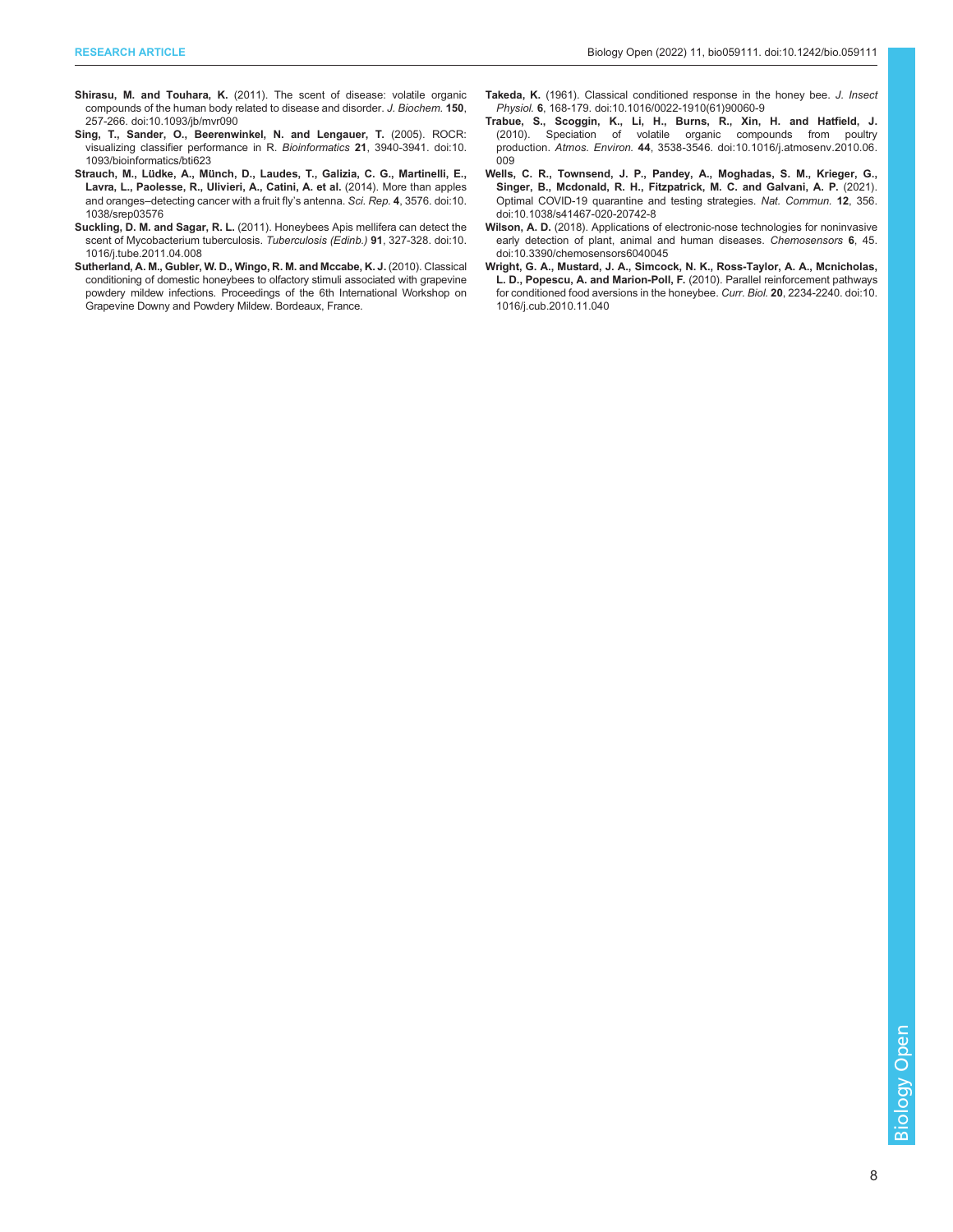**Shirasu, M. and Touhara, K.** (2011). The scent of disease: volatile organic compounds of the human body related to disease and disorder. *J. Biochem.* **150**, 257-266. doi:10.1093/jb/mvr090

**Sing, T., Sander, O., Beerenwinkel, N. and Lengauer, T.** (2005). ROCR: visualizing classifier performance in R. *Bioinformatics* **21**, 3940-3941. doi:10.1093/bioinformatics/bti623

**Strauch, M., Lüdke, A., Münch, D., Laudes, T., Galizia, C. G., Martinelli, E., Lavra, L., Paolesse, R., Ulivieri, A., Catini, A. et al.** (2014). More than apples and oranges–detecting cancer with a fruit fly's antenna. *Sci. Rep.* **4**, 3576. doi:10.1038/srep03576

**Suckling, D. M. and Sagar, R. L.** (2011). Honeybees Apis mellifera can detect the scent of Mycobacterium tuberculosis. *Tuberculosis (Edinb.)* **91**, 327-328. doi:10.1016/j.tube.2011.04.008

**Sutherland, A. M., Gubler, W. D., Wingo, R. M. and Mccabe, K. J.** (2010). Classical conditioning of domestic honeybees to olfactory stimuli associated with grapevine powdery mildew infections. Proceedings of the 6th International Workshop on Grapevine Downy and Powdery Mildew. Bordeaux, France.

**Takeda, K.** (1961). Classical conditioned response in the honey bee. *J. Insect Physiol.* **6**, 168-179. doi:10.1016/0022-1910(61)90060-9

**Trabue, S., Scoggin, K., Li, H., Burns, R., Xin, H. and Hatfield, J.** (2010). Speciation of volatile organic compounds from poultry production. *Atmos. Environ.* **44**, 3538-3546. doi:10.1016/j.atmosenv.2010.06.009

**Wells, C. R., Townsend, J. P., Pandey, A., Moghadas, S. M., Krieger, G., Singer, B., Mcdonald, R. H., Fitzpatrick, M. C. and Galvani, A. P.** (2021). Optimal COVID-19 quarantine and testing strategies. *Nat. Commun.* **12**, 356. doi:10.1038/s41467-020-20742-8

**Wilson, A. D.** (2018). Applications of electronic-nose technologies for noninvasive early detection of plant, animal and human diseases. *Chemosensors* **6**, 45. doi:10.3390/chemosensors6040045

**Wright, G. A., Mustard, J. A., Simcock, N. K., Ross-Taylor, A. A., Mcnicholas, L. D., Popescu, A. and Marion-Poll, F.** (2010). Parallel reinforcement pathways for conditioned food aversions in the honeybee. *Curr. Biol.* **20**, 2234-2240. doi:10.1016/j.cub.2010.11.040